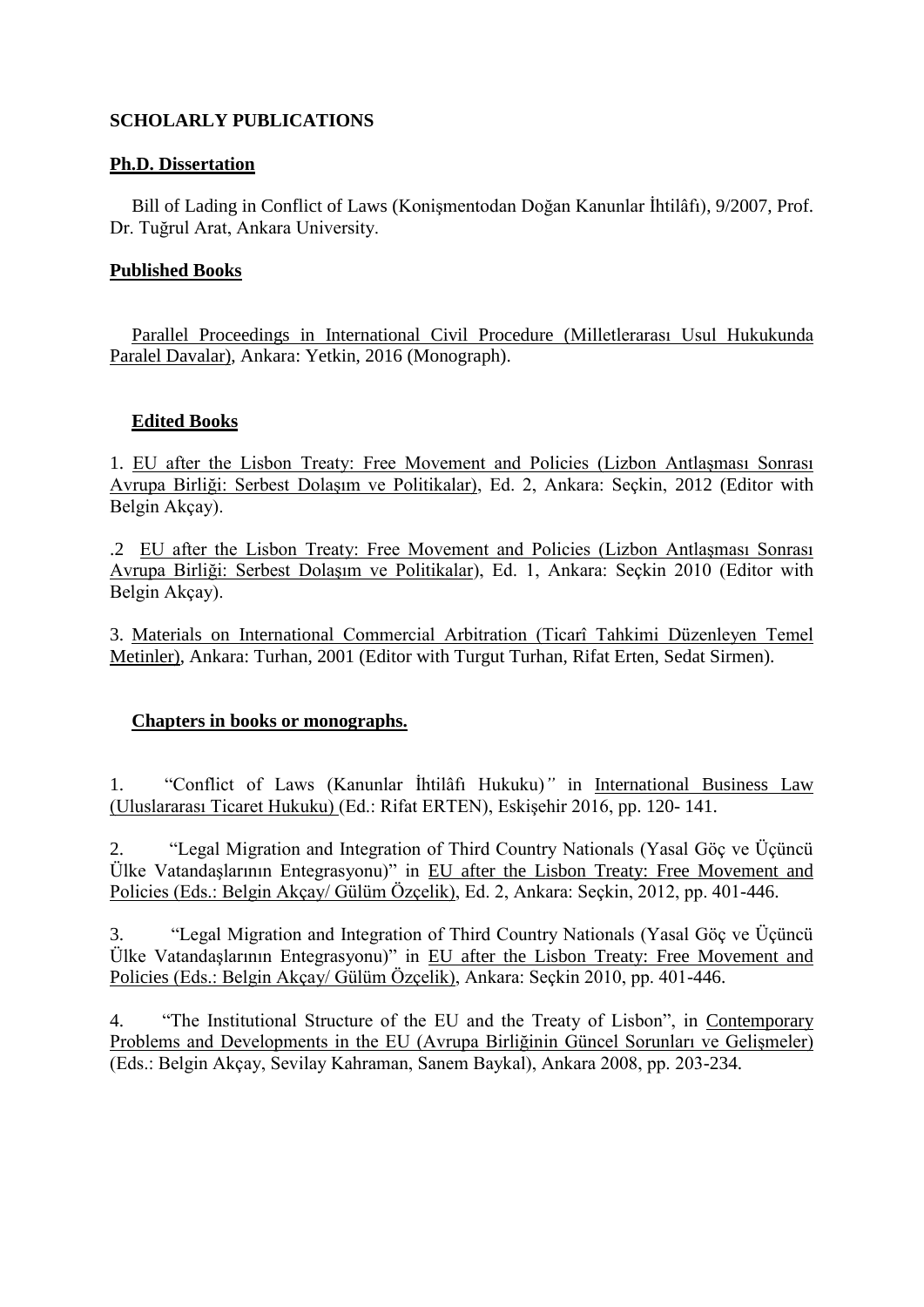**SCHOLARLY PUBLICATIONS**

**Ph.D. Dissertation**

Bill of Lading in Conflict of Laws (Konişmentodan Doğan Kanunlar İhtilâfı), 9/2007, Prof. Dr. Tuğrul Arat, Ankara University.

**Published Books**

Parallel Proceedings in International Civil Procedure (Milletlerarası Usul Hukukunda Paralel Davalar), Ankara: Yetkin, 2016 (Monograph).

**Edited Books**

1. EU after the Lisbon Treaty: Free Movement and Policies (Lizbon Antlaşması Sonrası Avrupa Birliği: Serbest Dolaşım ve Politikalar), Ed. 2, Ankara: Seçkin, 2012 (Editor with Belgin Akçay).

.2 EU after the Lisbon Treaty: Free Movement and Policies (Lizbon Antlaşması Sonrası Avrupa Birliği: Serbest Dolaşım ve Politikalar), Ed. 1, Ankara: Seçkin 2010 (Editor with Belgin Akçay).

3. Materials on International Commercial Arbitration (Ticarî Tahkimi Düzenleyen Temel Metinler), Ankara: Turhan, 2001 (Editor with Turgut Turhan, Rifat Erten, Sedat Sirmen).

**Chapters in books or monographs.**

1. "Conflict of Laws (Kanunlar İhtilâfı Hukuku)*"* in International Business Law (Uluslararası Ticaret Hukuku) (Ed.: Rifat ERTEN), Eskişehir 2016, pp. 120- 141.

2. "Legal Migration and Integration of Third Country Nationals (Yasal Göç ve Üçüncü Ülke Vatandaşlarının Entegrasyonu)" in EU after the Lisbon Treaty: Free Movement and Policies (Eds.: Belgin Akçay/ Gülüm Özçelik), Ed. 2, Ankara: Seçkin, 2012, pp. 401-446.

3. "Legal Migration and Integration of Third Country Nationals (Yasal Göç ve Üçüncü Ülke Vatandaşlarının Entegrasyonu)" in EU after the Lisbon Treaty: Free Movement and Policies (Eds.: Belgin Akçay/ Gülüm Özçelik), Ankara: Seçkin 2010, pp. 401-446.

4. "The Institutional Structure of the EU and the Treaty of Lisbon", in Contemporary Problems and Developments in the EU (Avrupa Birliğinin Güncel Sorunları ve Gelişmeler) (Eds.: Belgin Akçay, Sevilay Kahraman, Sanem Baykal), Ankara 2008, pp. 203-234.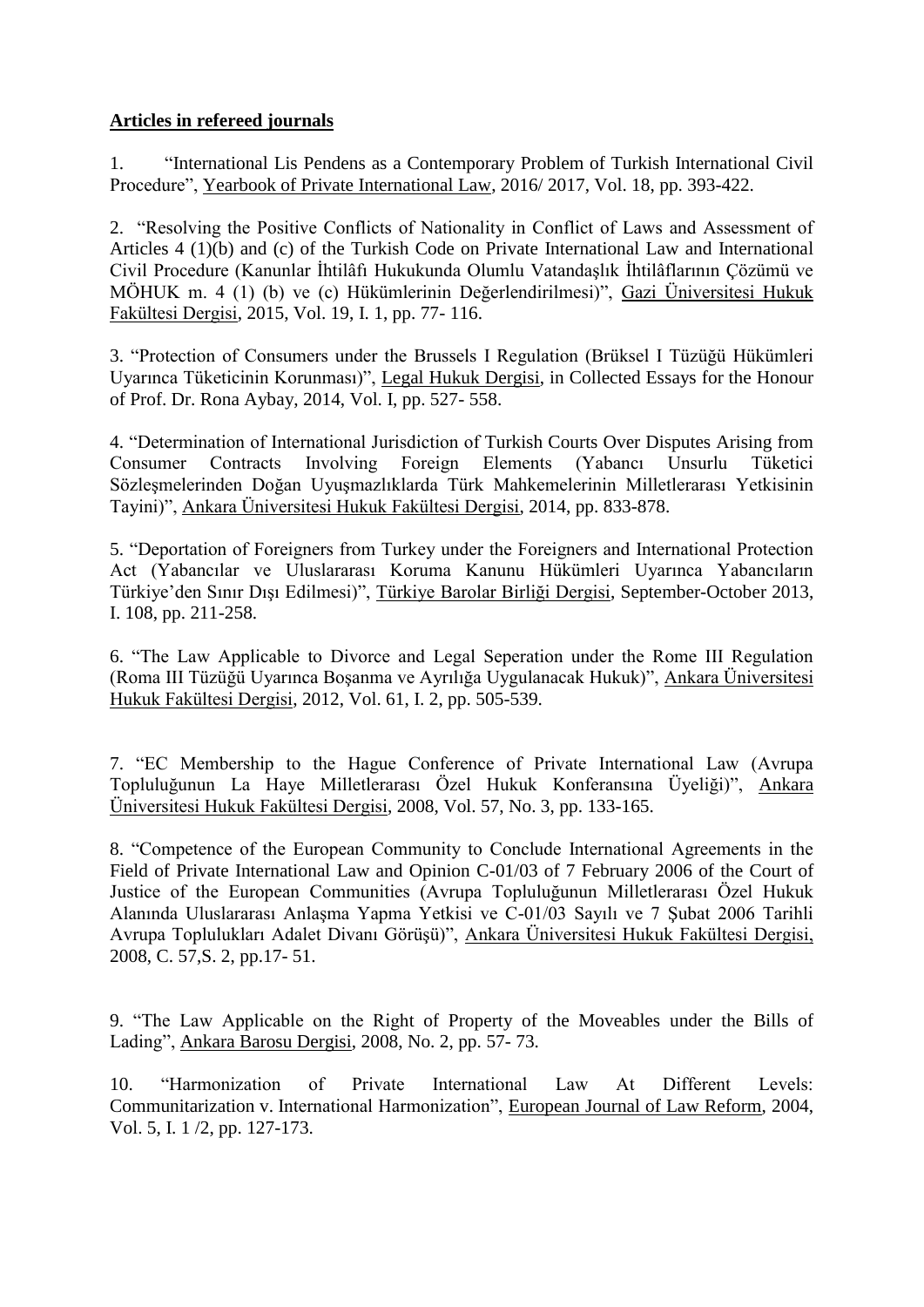**Articles in refereed journals**

1. "International Lis Pendens as a Contemporary Problem of Turkish International Civil Procedure", Yearbook of Private International Law, 2016/ 2017, Vol. 18, pp. 393-422.

2. "Resolving the Positive Conflicts of Nationality in Conflict of Laws and Assessment of Articles 4 (1)(b) and (c) of the Turkish Code on Private International Law and International Civil Procedure (Kanunlar İhtilâfı Hukukunda Olumlu Vatandaşlık İhtilâflarının Çözümü ve MÖHUK m. 4 (1) (b) ve (c) Hükümlerinin Değerlendirilmesi)", Gazi Üniversitesi Hukuk Fakültesi Dergisi, 2015, Vol. 19, I. 1, pp. 77- 116.

3. "Protection of Consumers under the Brussels I Regulation (Brüksel I Tüzüğü Hükümleri Uyarınca Tüketicinin Korunması)", Legal Hukuk Dergisi, in Collected Essays for the Honour of Prof. Dr. Rona Aybay, 2014, Vol. I, pp. 527- 558.

4. "Determination of International Jurisdiction of Turkish Courts Over Disputes Arising from Consumer Contracts Involving Foreign Elements (Yabancı Unsurlu Tüketici Sözleşmelerinden Doğan Uyuşmazlıklarda Türk Mahkemelerinin Milletlerarası Yetkisinin Tayini)", Ankara Üniversitesi Hukuk Fakültesi Dergisi, 2014, pp. 833-878.

5. "Deportation of Foreigners from Turkey under the Foreigners and International Protection Act (Yabancılar ve Uluslararası Koruma Kanunu Hükümleri Uyarınca Yabancıların Türkiye'den Sınır Dışı Edilmesi)", Türkiye Barolar Birliği Dergisi, September-October 2013, I. 108, pp. 211-258.

6. "The Law Applicable to Divorce and Legal Seperation under the Rome III Regulation (Roma III Tüzüğü Uyarınca Boşanma ve Ayrılığa Uygulanacak Hukuk)", Ankara Üniversitesi Hukuk Fakültesi Dergisi, 2012, Vol. 61, I. 2, pp. 505-539.

7. "EC Membership to the Hague Conference of Private International Law (Avrupa Topluluğunun La Haye Milletlerarası Özel Hukuk Konferansına Üyeliği)", Ankara Üniversitesi Hukuk Fakültesi Dergisi, 2008, Vol. 57, No. 3, pp. 133-165.

8. "Competence of the European Community to Conclude International Agreements in the Field of Private International Law and Opinion C-01/03 of 7 February 2006 of the Court of Justice of the European Communities (Avrupa Topluluğunun Milletlerarası Özel Hukuk Alanında Uluslararası Anlaşma Yapma Yetkisi ve C-01/03 Sayılı ve 7 Şubat 2006 Tarihli Avrupa Toplulukları Adalet Divanı Görüşü)", Ankara Üniversitesi Hukuk Fakültesi Dergisi, 2008, C. 57,S. 2, pp.17- 51.

9. "The Law Applicable on the Right of Property of the Moveables under the Bills of Lading", Ankara Barosu Dergisi, 2008, No. 2, pp. 57- 73.

10. "Harmonization of Private International Law At Different Levels: Communitarization v. International Harmonization", European Journal of Law Reform, 2004, Vol. 5, I. 1 /2, pp. 127-173.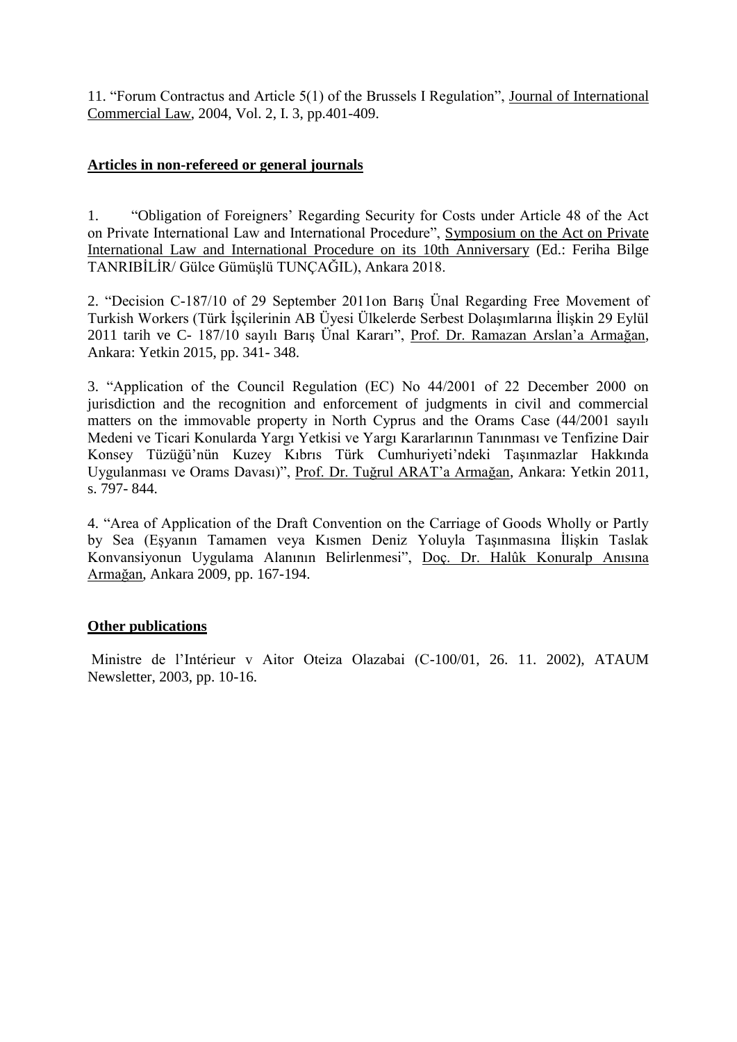11. "Forum Contractus and Article 5(1) of the Brussels I Regulation", Journal of International Commercial Law, 2004, Vol. 2, I. 3, pp.401-409.

**Articles in non-refereed or general journals**

1. "Obligation of Foreigners' Regarding Security for Costs under Article 48 of the Act on Private International Law and International Procedure", Symposium on the Act on Private International Law and International Procedure on its 10th Anniversary (Ed.: Feriha Bilge TANRIBİLİR/ Gülce Gümüşlü TUNÇAĞIL), Ankara 2018.

2. "Decision C-187/10 of 29 September 2011on Barış Ünal Regarding Free Movement of Turkish Workers (Türk İşçilerinin AB Üyesi Ülkelerde Serbest Dolaşımlarına İlişkin 29 Eylül 2011 tarih ve C- 187/10 sayılı Barış Ünal Kararı", Prof. Dr. Ramazan Arslan'a Armağan, Ankara: Yetkin 2015, pp. 341- 348.

3. "Application of the Council Regulation (EC) No 44/2001 of 22 December 2000 on jurisdiction and the recognition and enforcement of judgments in civil and commercial matters on the immovable property in North Cyprus and the Orams Case (44/2001 sayılı Medeni ve Ticari Konularda Yargı Yetkisi ve Yargı Kararlarının Tanınması ve Tenfizine Dair Konsey Tüzüğü'nün Kuzey Kıbrıs Türk Cumhuriyeti'ndeki Taşınmazlar Hakkında Uygulanması ve Orams Davası)", Prof. Dr. Tuğrul ARAT'a Armağan, Ankara: Yetkin 2011, s. 797- 844.

4. "Area of Application of the Draft Convention on the Carriage of Goods Wholly or Partly by Sea (Eşyanın Tamamen veya Kısmen Deniz Yoluyla Taşınmasına İlişkin Taslak Konvansiyonun Uygulama Alanının Belirlenmesi", Doç. Dr. Halûk Konuralp Anısına Armağan, Ankara 2009, pp. 167-194.

**Other publications**

Ministre de l'Intérieur v Aitor Oteiza Olazabai (C-100/01, 26. 11. 2002), ATAUM Newsletter, 2003, pp. 10-16.